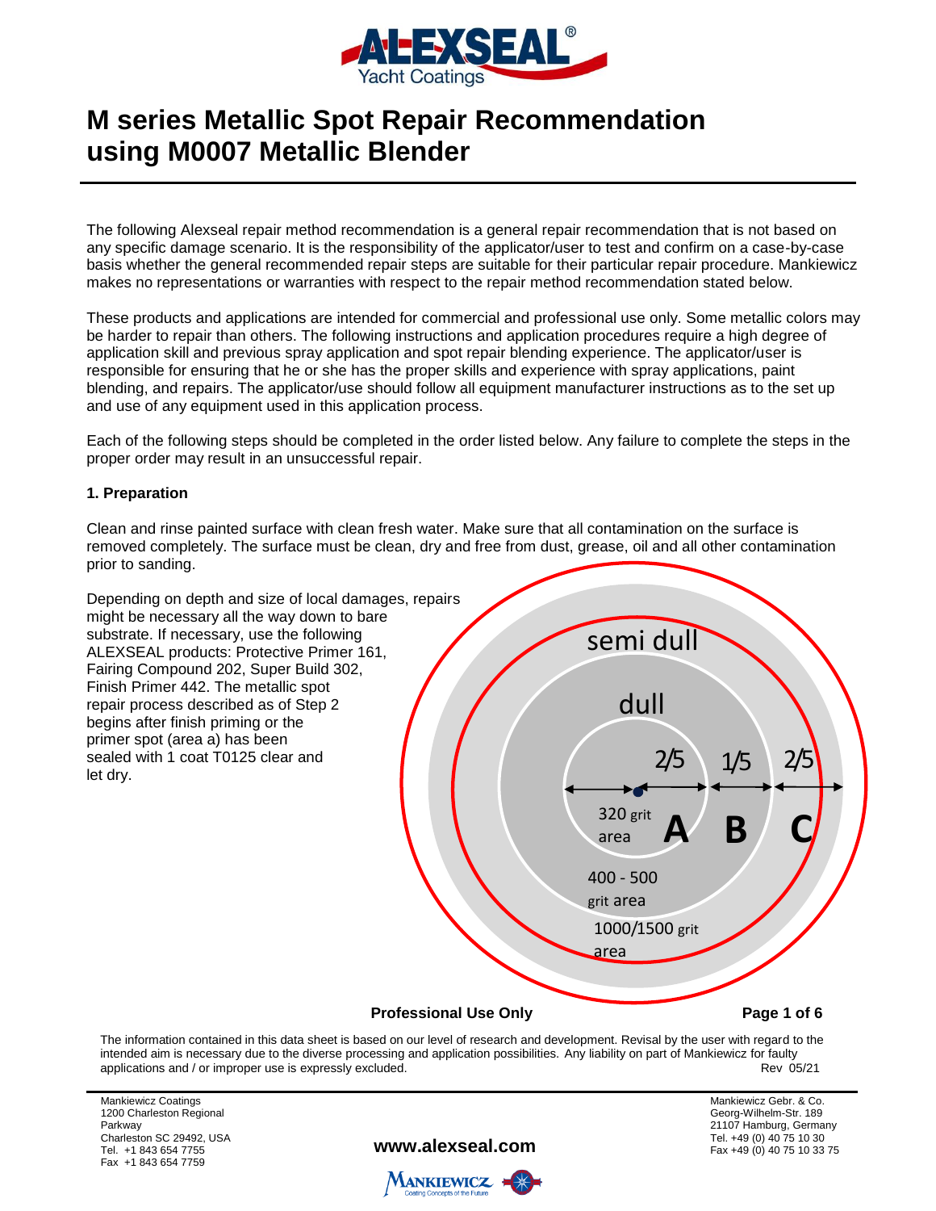# M series Metallic Spot Repair Recommendation using M0007 Metallic Blender

The following Alexseal repair method recommendation is a general repair recommendation that is not based on any specific damage scenario. It is the responsibility of the applicator/user to test and confirm on a case-by-case basis whether the general recommended repair steps are suitable for their particular repair procedure. Mankiewicz makes no representations or warranties with respect to the repair method recommendation stated below.

These products and applications are intended for commercial and professional use only. Some metallic colors may be harder to repair than others. The following instructions and application procedures require a high degree of application skill and previous spray application and spot repair blending experience. The applicator/user is responsible for ensuring that he or she has the proper skills and experience with spray applications, paint blending, and repairs. The applicator/use should follow all equipment manufacturer instructions as to the set up and use of any equipment used in this application process.

Each of the following steps should be completed in the order listed below. Any failure to complete the steps in the proper order may result in an unsuccessful repair.

**1. Preparation**

Clean and rinse painted surface with clean fresh water. Make sure that all contamination on the surface is removed completely. The surface must be clean, dry and free from dust, grease, oil and all other contamination prior to sanding.

Depending on depth and size of local damages, repairs might be necessary all the way down to bare substrate. If necessary, use the following ALEXSEAL products: Protective Primer 161, Fairing Compound 202, Super Build 302, Finish Primer 442. The metallic spot repair process described as of Step 2 begins after finish priming or the primer spot (area a) has been sealed with 1 coat T0125 clear and let dry.

semi dull

dull

2/5 1/5 2/5

320 grit area **A** **B** **C**

400 - 500 grit area

1000/1500 grit area

**Professional Use Only**

The information contained in this data sheet is based on our level of research and development. Revisal by the user with regard to the intended aim is necessary due to the diverse processing and application possibilities. Any liability on part of Mankiewicz for faulty applications and / or improper use is expressly excluded. Rev 05/21

Mankiewicz Coatings
1200 Charleston Regional Parkway
Charleston SC 29492, USA
Tel. +1 843 654 7755
Fax +1 843 654 7759

www.alexseal.com

Mankiewicz Gebr. & Co.
Georg-Wilhelm-Str. 189
21107 Hamburg, Germany
Tel. +49 (0) 40 75 10 30
Fax +49 (0) 40 75 10 33 75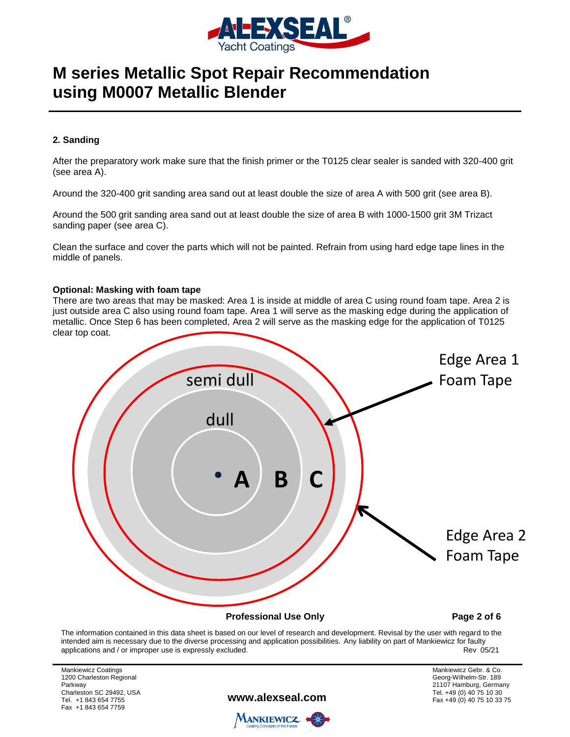# M series Metallic Spot Repair Recommendation using M0007 Metallic Blender

**2. Sanding**

After the preparatory work make sure that the finish primer or the T0125 clear sealer is sanded with 320-400 grit (see area A).

Around the 320-400 grit sanding area sand out at least double the size of area A with 500 grit (see area B).

Around the 500 grit sanding area sand out at least double the size of area B with 1000-1500 grit 3M Trizact sanding paper (see area C).

Clean the surface and cover the parts which will not be painted. Refrain from using hard edge tape lines in the middle of panels.

**Optional: Masking with foam tape**

There are two areas that may be masked: Area 1 is inside at middle of area C using round foam tape. Area 2 is just outside area C also using round foam tape. Area 1 will serve as the masking edge during the application of metallic. Once Step 6 has been completed, Area 2 will serve as the masking edge for the application of T0125 clear top coat.

semi dull

dull

A B C

Edge Area 1 Foam Tape

Edge Area 2 Foam Tape

**Professional Use Only**

The information contained in this data sheet is based on our level of research and development. Revisal by the user with regard to the intended aim is necessary due to the diverse processing and application possibilities. Any liability on part of Mankiewicz for faulty applications and / or improper use is expressly excluded. Rev 05/21

Mankiewicz Coatings
1200 Charleston Regional Parkway
Charleston SC 29492, USA
Tel. +1 843 654 7755
Fax +1 843 654 7759

**www.alexseal.com**

Mankiewicz Gebr. & Co.
Georg-Wilhelm-Str. 189
21107 Hamburg, Germany
Tel. +49 (0) 40 75 10 30
Fax +49 (0) 40 75 10 33 75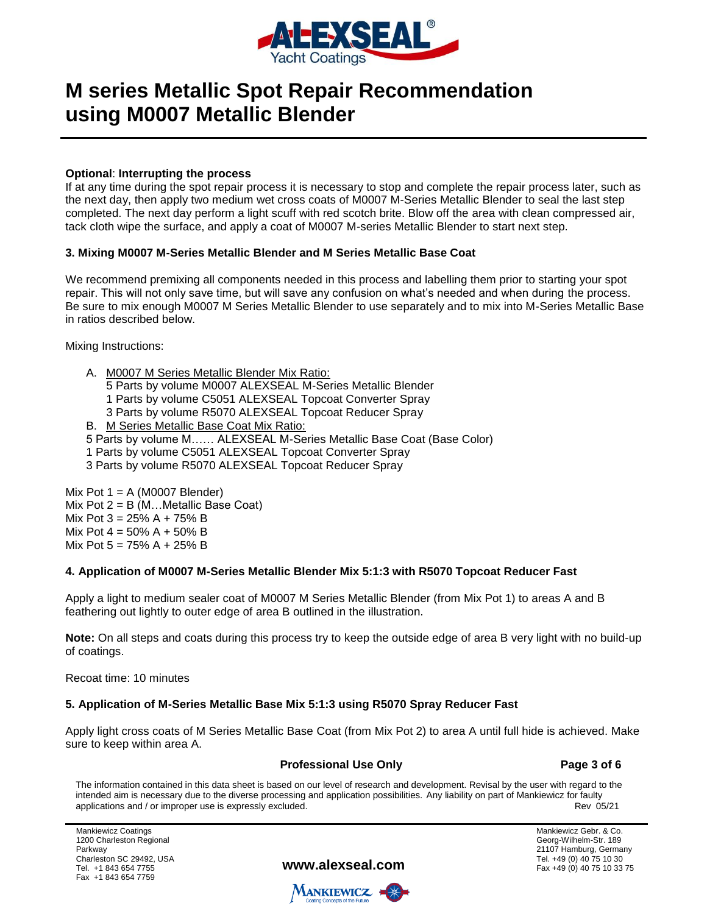# M series Metallic Spot Repair Recommendation using M0007 Metallic Blender

**Optional**: **Interrupting the process**
If at any time during the spot repair process it is necessary to stop and complete the repair process later, such as the next day, then apply two medium wet cross coats of M0007 M-Series Metallic Blender to seal the last step completed. The next day perform a light scuff with red scotch brite. Blow off the area with clean compressed air, tack cloth wipe the surface, and apply a coat of M0007 M-series Metallic Blender to start next step.

**3. Mixing M0007 M-Series Metallic Blender and M Series Metallic Base Coat**

We recommend premixing all components needed in this process and labelling them prior to starting your spot repair. This will not only save time, but will save any confusion on what's needed and when during the process. Be sure to mix enough M0007 M Series Metallic Blender to use separately and to mix into M-Series Metallic Base in ratios described below.

Mixing Instructions:

A. M0007 M Series Metallic Blender Mix Ratio:
   5 Parts by volume M0007 ALEXSEAL M-Series Metallic Blender
   1 Parts by volume C5051 ALEXSEAL Topcoat Converter Spray
   3 Parts by volume R5070 ALEXSEAL Topcoat Reducer Spray

B. M Series Metallic Base Coat Mix Ratio:
   5 Parts by volume M…… ALEXSEAL M-Series Metallic Base Coat (Base Color)
   1 Parts by volume C5051 ALEXSEAL Topcoat Converter Spray
   3 Parts by volume R5070 ALEXSEAL Topcoat Reducer Spray

Mix Pot 1 = A (M0007 Blender)
Mix Pot 2 = B (M…Metallic Base Coat)
Mix Pot 3 = 25% A + 75% B
Mix Pot 4 = 50% A + 50% B
Mix Pot 5 = 75% A + 25% B

**4. Application of M0007 M-Series Metallic Blender Mix 5:1:3 with R5070 Topcoat Reducer Fast**

Apply a light to medium sealer coat of M0007 M Series Metallic Blender (from Mix Pot 1) to areas A and B feathering out lightly to outer edge of area B outlined in the illustration.

**Note:** On all steps and coats during this process try to keep the outside edge of area B very light with no build-up of coatings.

Recoat time: 10 minutes

**5. Application of M-Series Metallic Base Mix 5:1:3 using R5070 Spray Reducer Fast**

Apply light cross coats of M Series Metallic Base Coat (from Mix Pot 2) to area A until full hide is achieved. Make sure to keep within area A.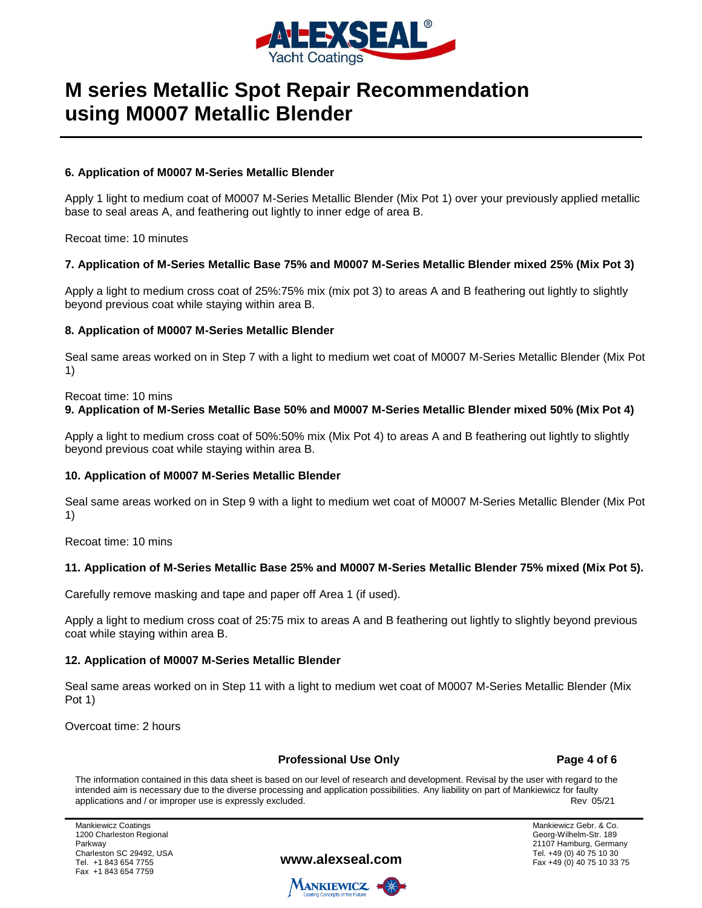# M series Metallic Spot Repair Recommendation using M0007 Metallic Blender

**6. Application of M0007 M-Series Metallic Blender**

Apply 1 light to medium coat of M0007 M-Series Metallic Blender (Mix Pot 1) over your previously applied metallic base to seal areas A, and feathering out lightly to inner edge of area B.

Recoat time: 10 minutes

**7. Application of M-Series Metallic Base 75% and M0007 M-Series Metallic Blender mixed 25% (Mix Pot 3)**

Apply a light to medium cross coat of 25%:75% mix (mix pot 3) to areas A and B feathering out lightly to slightly beyond previous coat while staying within area B.

**8. Application of M0007 M-Series Metallic Blender**

Seal same areas worked on in Step 7 with a light to medium wet coat of M0007 M-Series Metallic Blender (Mix Pot 1)

Recoat time: 10 mins

**9. Application of M-Series Metallic Base 50% and M0007 M-Series Metallic Blender mixed 50% (Mix Pot 4)**

Apply a light to medium cross coat of 50%:50% mix (Mix Pot 4) to areas A and B feathering out lightly to slightly beyond previous coat while staying within area B.

**10. Application of M0007 M-Series Metallic Blender**

Seal same areas worked on in Step 9 with a light to medium wet coat of M0007 M-Series Metallic Blender (Mix Pot 1)

Recoat time: 10 mins

**11. Application of M-Series Metallic Base 25% and M0007 M-Series Metallic Blender 75% mixed (Mix Pot 5).**

Carefully remove masking and tape and paper off Area 1 (if used).

Apply a light to medium cross coat of 25:75 mix to areas A and B feathering out lightly to slightly beyond previous coat while staying within area B.

**12. Application of M0007 M-Series Metallic Blender**

Seal same areas worked on in Step 11 with a light to medium wet coat of M0007 M-Series Metallic Blender (Mix Pot 1)

Overcoat time: 2 hours

**Professional Use Only**

The information contained in this data sheet is based on our level of research and development. Revisal by the user with regard to the intended aim is necessary due to the diverse processing and application possibilities. Any liability on part of Mankiewicz for faulty applications and / or improper use is expressly excluded. Rev 05/21

Mankiewicz Coatings
1200 Charleston Regional Parkway
Charleston SC 29492, USA
Tel. +1 843 654 7755
Fax +1 843 654 7759

**www.alexseal.com**

Mankiewicz Gebr. & Co.
Georg-Wilhelm-Str. 189
21107 Hamburg, Germany
Tel. +49 (0) 40 75 10 30
Fax +49 (0) 40 75 10 33 75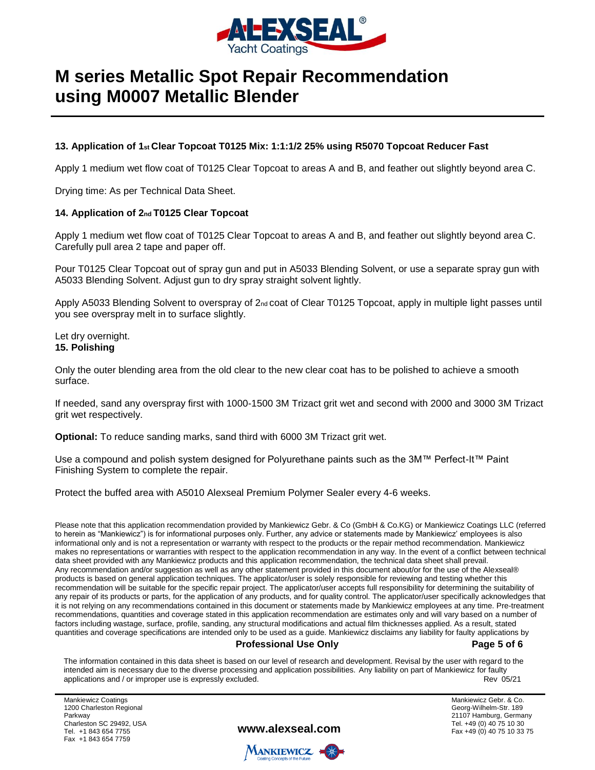# M series Metallic Spot Repair Recommendation using M0007 Metallic Blender

**13. Application of 1st Clear Topcoat T0125 Mix: 1:1:1/2 25% using R5070 Topcoat Reducer Fast**

Apply 1 medium wet flow coat of T0125 Clear Topcoat to areas A and B, and feather out slightly beyond area C.

Drying time: As per Technical Data Sheet.

**14. Application of 2nd T0125 Clear Topcoat**

Apply 1 medium wet flow coat of T0125 Clear Topcoat to areas A and B, and feather out slightly beyond area C. Carefully pull area 2 tape and paper off.

Pour T0125 Clear Topcoat out of spray gun and put in A5033 Blending Solvent, or use a separate spray gun with A5033 Blending Solvent. Adjust gun to dry spray straight solvent lightly.

Apply A5033 Blending Solvent to overspray of 2nd coat of Clear T0125 Topcoat, apply in multiple light passes until you see overspray melt in to surface slightly.

Let dry overnight.

**15. Polishing**

Only the outer blending area from the old clear to the new clear coat has to be polished to achieve a smooth surface.

If needed, sand any overspray first with 1000-1500 3M Trizact grit wet and second with 2000 and 3000 3M Trizact grit wet respectively.

**Optional:** To reduce sanding marks, sand third with 6000 3M Trizact grit wet.

Use a compound and polish system designed for Polyurethane paints such as the 3M™ Perfect-It™ Paint Finishing System to complete the repair.

Protect the buffed area with A5010 Alexseal Premium Polymer Sealer every 4-6 weeks.

Please note that this application recommendation provided by Mankiewicz Gebr. & Co (GmbH & Co.KG) or Mankiewicz Coatings LLC (referred to herein as "Mankiewicz") is for informational purposes only. Further, any advice or statements made by Mankiewicz' employees is also informational only and is not a representation or warranty with respect to the products or the repair method recommendation. Mankiewicz makes no representations or warranties with respect to the application recommendation in any way. In the event of a conflict between technical data sheet provided with any Mankiewicz products and this application recommendation, the technical data sheet shall prevail. Any recommendation and/or suggestion as well as any other statement provided in this document about/or for the use of the Alexseal® products is based on general application techniques. The applicator/user is solely responsible for reviewing and testing whether this recommendation will be suitable for the specific repair project. The applicator/user accepts full responsibility for determining the suitability of any repair of its products or parts, for the application of any products, and for quality control. The applicator/user specifically acknowledges that it is not relying on any recommendations contained in this document or statements made by Mankiewicz employees at any time. Pre-treatment recommendations, quantities and coverage stated in this application recommendation are estimates only and will vary based on a number of factors including wastage, surface, profile, sanding, any structural modifications and actual film thicknesses applied. As a result, stated quantities and coverage specifications are intended only to be used as a guide. Mankiewicz disclaims any liability for faulty applications by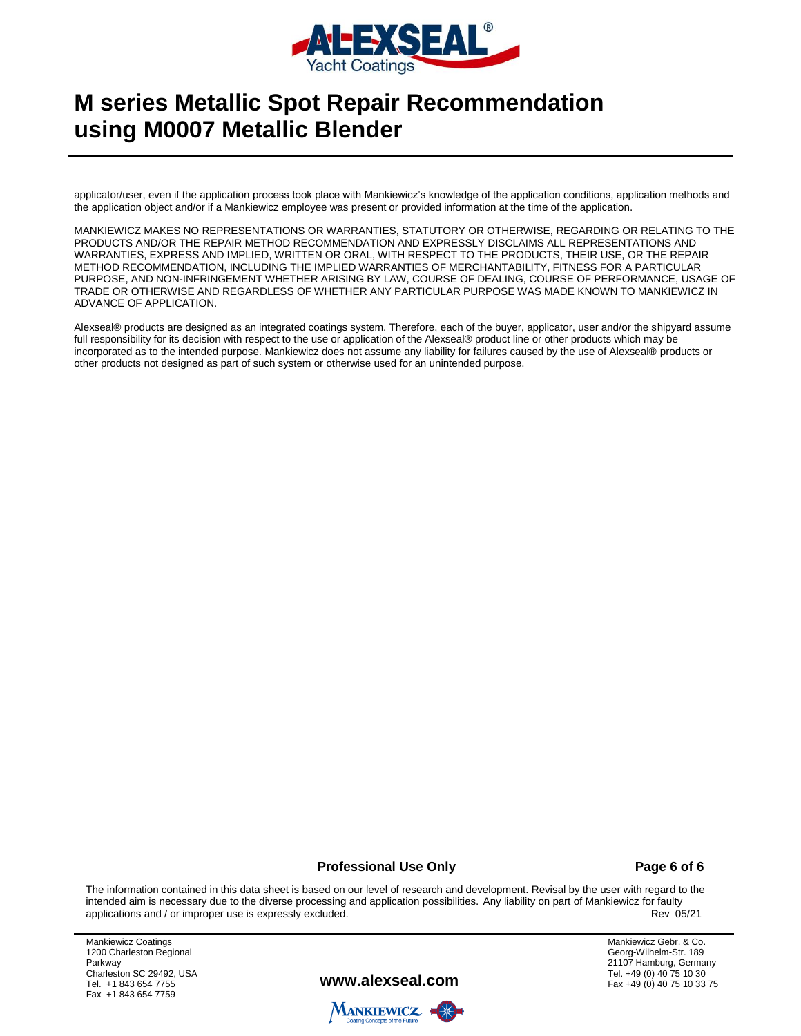applicator/user, even if the application process took place with Mankiewicz's knowledge of the application conditions, application methods and the application object and/or if a Mankiewicz employee was present or provided information at the time of the application.

MANKIEWICZ MAKES NO REPRESENTATIONS OR WARRANTIES, STATUTORY OR OTHERWISE, REGARDING OR RELATING TO THE PRODUCTS AND/OR THE REPAIR METHOD RECOMMENDATION AND EXPRESSLY DISCLAIMS ALL REPRESENTATIONS AND WARRANTIES, EXPRESS AND IMPLIED, WRITTEN OR ORAL, WITH RESPECT TO THE PRODUCTS, THEIR USE, OR THE REPAIR METHOD RECOMMENDATION, INCLUDING THE IMPLIED WARRANTIES OF MERCHANTABILITY, FITNESS FOR A PARTICULAR PURPOSE, AND NON-INFRINGEMENT WHETHER ARISING BY LAW, COURSE OF DEALING, COURSE OF PERFORMANCE, USAGE OF TRADE OR OTHERWISE AND REGARDLESS OF WHETHER ANY PARTICULAR PURPOSE WAS MADE KNOWN TO MANKIEWICZ IN ADVANCE OF APPLICATION.

Alexseal® products are designed as an integrated coatings system. Therefore, each of the buyer, applicator, user and/or the shipyard assume full responsibility for its decision with respect to the use or application of the Alexseal® product line or other products which may be incorporated as to the intended purpose. Mankiewicz does not assume any liability for failures caused by the use of Alexseal® products or other products not designed as part of such system or otherwise used for an unintended purpose.